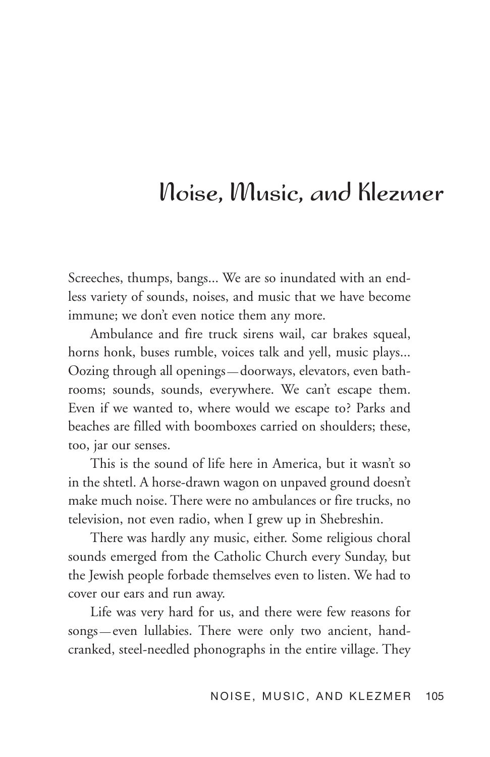# Noise, Music, and Klezmer

Screeches, thumps, bangs... We are so inundated with an endless variety of sounds, noises, and music that we have become immune; we don't even notice them any more.

Ambulance and fire truck sirens wail, car brakes squeal, horns honk, buses rumble, voices talk and yell, music plays... Oozing through all openings—doorways, elevators, even bathrooms; sounds, sounds, everywhere. We can't escape them. Even if we wanted to, where would we escape to? Parks and beaches are filled with boomboxes carried on shoulders; these, too, jar our senses.

This is the sound of life here in America, but it wasn't so in the shtetl. A horse-drawn wagon on unpaved ground doesn't make much noise. There were no ambulances or fire trucks, no television, not even radio, when I grew up in Shebreshin.

There was hardly any music, either. Some religious choral sounds emerged from the Catholic Church every Sunday, but the Jewish people forbade themselves even to listen. We had to cover our ears and run away.

Life was very hard for us, and there were few reasons for songs—even lullabies. There were only two ancient, hand-cranked, steel-needled phonographs in the entire village. They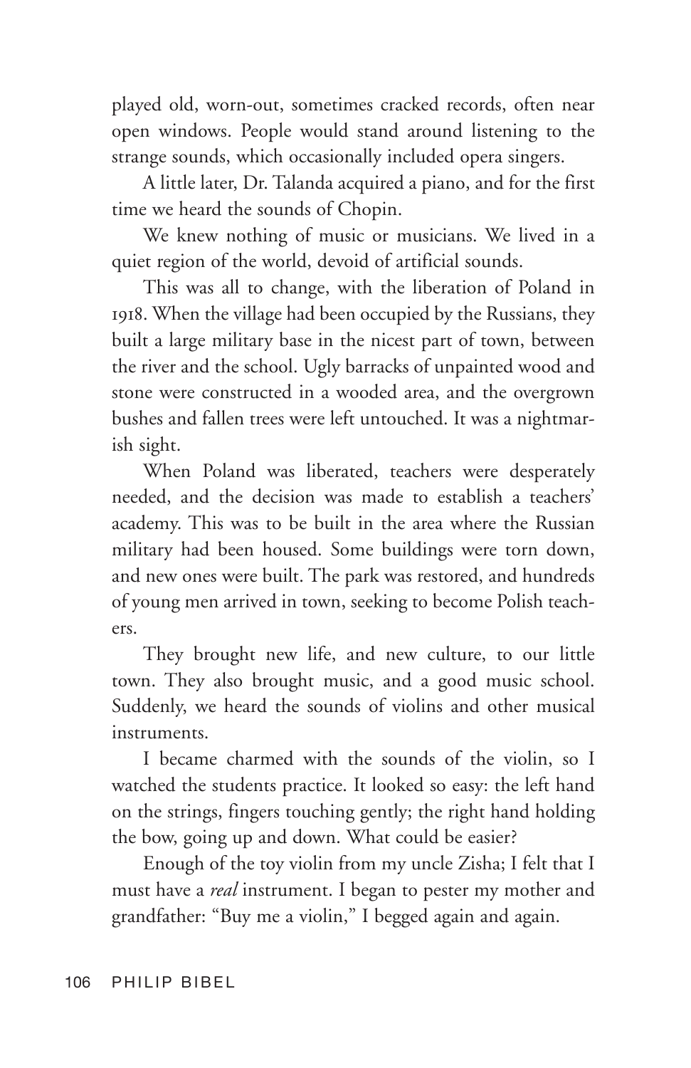played old, worn-out, sometimes cracked records, often near open windows. People would stand around listening to the strange sounds, which occasionally included opera singers.

A little later, Dr. Talanda acquired a piano, and for the first time we heard the sounds of Chopin.

We knew nothing of music or musicians. We lived in a quiet region of the world, devoid of artificial sounds.

This was all to change, with the liberation of Poland in 1918. When the village had been occupied by the Russians, they built a large military base in the nicest part of town, between the river and the school. Ugly barracks of unpainted wood and stone were constructed in a wooded area, and the overgrown bushes and fallen trees were left untouched. It was a nightmarish sight.

When Poland was liberated, teachers were desperately needed, and the decision was made to establish a teachers' academy. This was to be built in the area where the Russian military had been housed. Some buildings were torn down, and new ones were built. The park was restored, and hundreds of young men arrived in town, seeking to become Polish teachers.

They brought new life, and new culture, to our little town. They also brought music, and a good music school. Suddenly, we heard the sounds of violins and other musical instruments.

I became charmed with the sounds of the violin, so I watched the students practice. It looked so easy: the left hand on the strings, fingers touching gently; the right hand holding the bow, going up and down. What could be easier?

Enough of the toy violin from my uncle Zisha; I felt that I must have a *real* instrument. I began to pester my mother and grandfather: "Buy me a violin," I begged again and again.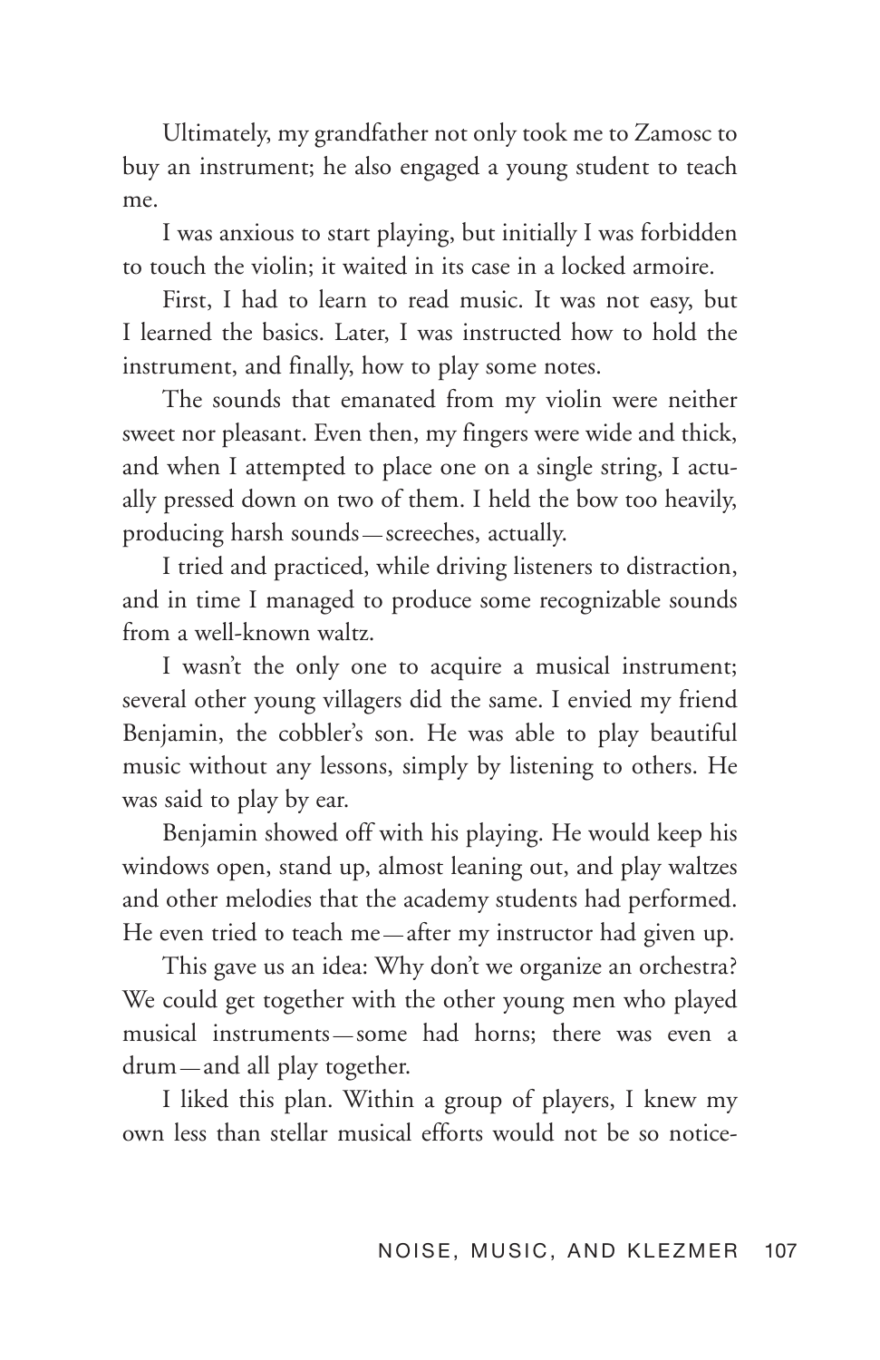Ultimately, my grandfather not only took me to Zamosc to buy an instrument; he also engaged a young student to teach me.

I was anxious to start playing, but initially I was forbidden to touch the violin; it waited in its case in a locked armoire.

First, I had to learn to read music. It was not easy, but I learned the basics. Later, I was instructed how to hold the instrument, and finally, how to play some notes.

The sounds that emanated from my violin were neither sweet nor pleasant. Even then, my fingers were wide and thick, and when I attempted to place one on a single string, I actually pressed down on two of them. I held the bow too heavily, producing harsh sounds—screeches, actually.

I tried and practiced, while driving listeners to distraction, and in time I managed to produce some recognizable sounds from a well-known waltz.

I wasn't the only one to acquire a musical instrument; several other young villagers did the same. I envied my friend Benjamin, the cobbler's son. He was able to play beautiful music without any lessons, simply by listening to others. He was said to play by ear.

Benjamin showed off with his playing. He would keep his windows open, stand up, almost leaning out, and play waltzes and other melodies that the academy students had performed. He even tried to teach me—after my instructor had given up.

This gave us an idea: Why don't we organize an orchestra? We could get together with the other young men who played musical instruments—some had horns; there was even a drum—and all play together.

I liked this plan. Within a group of players, I knew my own less than stellar musical efforts would not be so notice-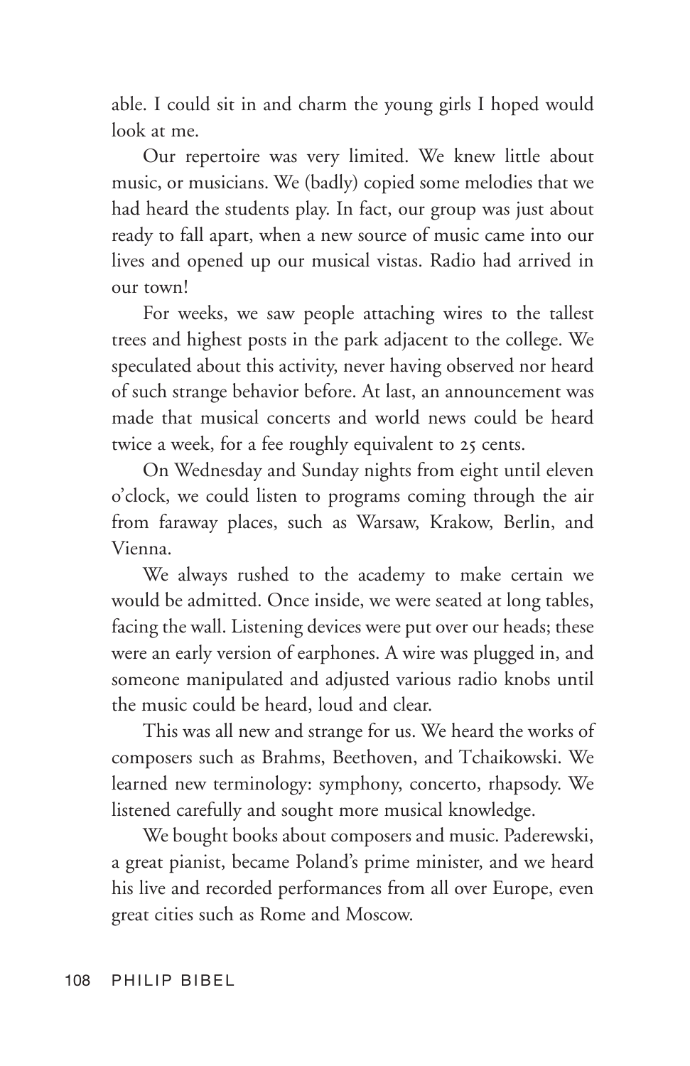able. I could sit in and charm the young girls I hoped would look at me.

Our repertoire was very limited. We knew little about music, or musicians. We (badly) copied some melodies that we had heard the students play. In fact, our group was just about ready to fall apart, when a new source of music came into our lives and opened up our musical vistas. Radio had arrived in our town!

For weeks, we saw people attaching wires to the tallest trees and highest posts in the park adjacent to the college. We speculated about this activity, never having observed nor heard of such strange behavior before. At last, an announcement was made that musical concerts and world news could be heard twice a week, for a fee roughly equivalent to 25 cents.

On Wednesday and Sunday nights from eight until eleven o'clock, we could listen to programs coming through the air from faraway places, such as Warsaw, Krakow, Berlin, and Vienna.

We always rushed to the academy to make certain we would be admitted. Once inside, we were seated at long tables, facing the wall. Listening devices were put over our heads; these were an early version of earphones. A wire was plugged in, and someone manipulated and adjusted various radio knobs until the music could be heard, loud and clear.

This was all new and strange for us. We heard the works of composers such as Brahms, Beethoven, and Tchaikowski. We learned new terminology: symphony, concerto, rhapsody. We listened carefully and sought more musical knowledge.

We bought books about composers and music. Paderewski, a great pianist, became Poland's prime minister, and we heard his live and recorded performances from all over Europe, even great cities such as Rome and Moscow.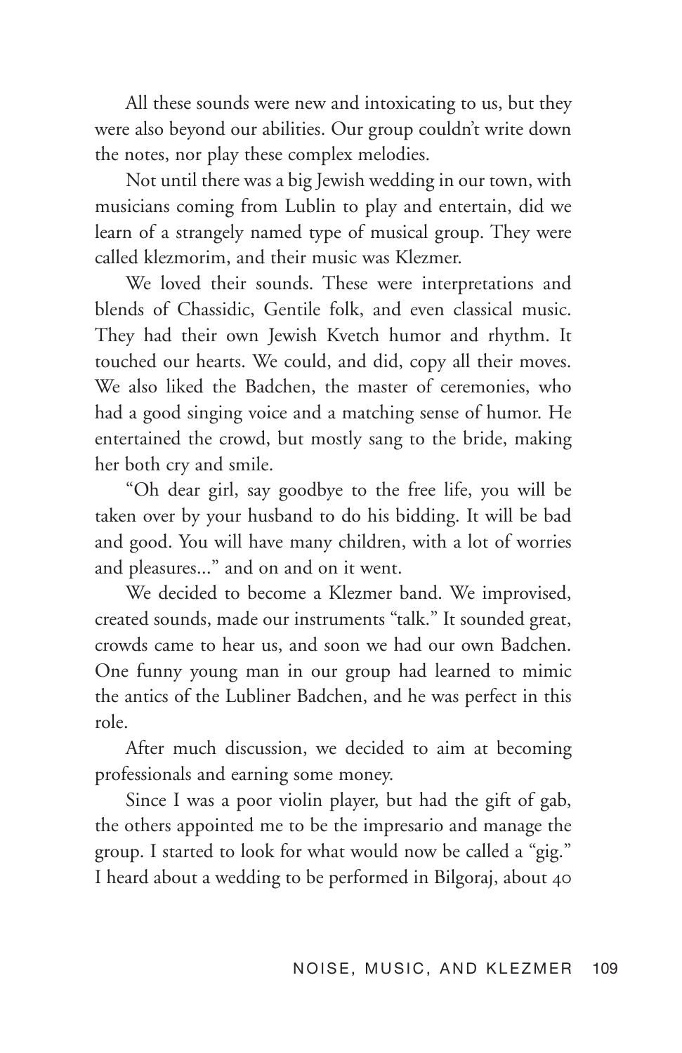All these sounds were new and intoxicating to us, but they were also beyond our abilities. Our group couldn't write down the notes, nor play these complex melodies.

Not until there was a big Jewish wedding in our town, with musicians coming from Lublin to play and entertain, did we learn of a strangely named type of musical group. They were called klezmorim, and their music was Klezmer.

We loved their sounds. These were interpretations and blends of Chassidic, Gentile folk, and even classical music. They had their own Jewish Kvetch humor and rhythm. It touched our hearts. We could, and did, copy all their moves. We also liked the Badchen, the master of ceremonies, who had a good singing voice and a matching sense of humor. He entertained the crowd, but mostly sang to the bride, making her both cry and smile.

"Oh dear girl, say goodbye to the free life, you will be taken over by your husband to do his bidding. It will be bad and good. You will have many children, with a lot of worries and pleasures..." and on and on it went.

We decided to become a Klezmer band. We improvised, created sounds, made our instruments "talk." It sounded great, crowds came to hear us, and soon we had our own Badchen. One funny young man in our group had learned to mimic the antics of the Lubliner Badchen, and he was perfect in this role.

After much discussion, we decided to aim at becoming professionals and earning some money.

Since I was a poor violin player, but had the gift of gab, the others appointed me to be the impresario and manage the group. I started to look for what would now be called a "gig." I heard about a wedding to be performed in Bilgoraj, about 40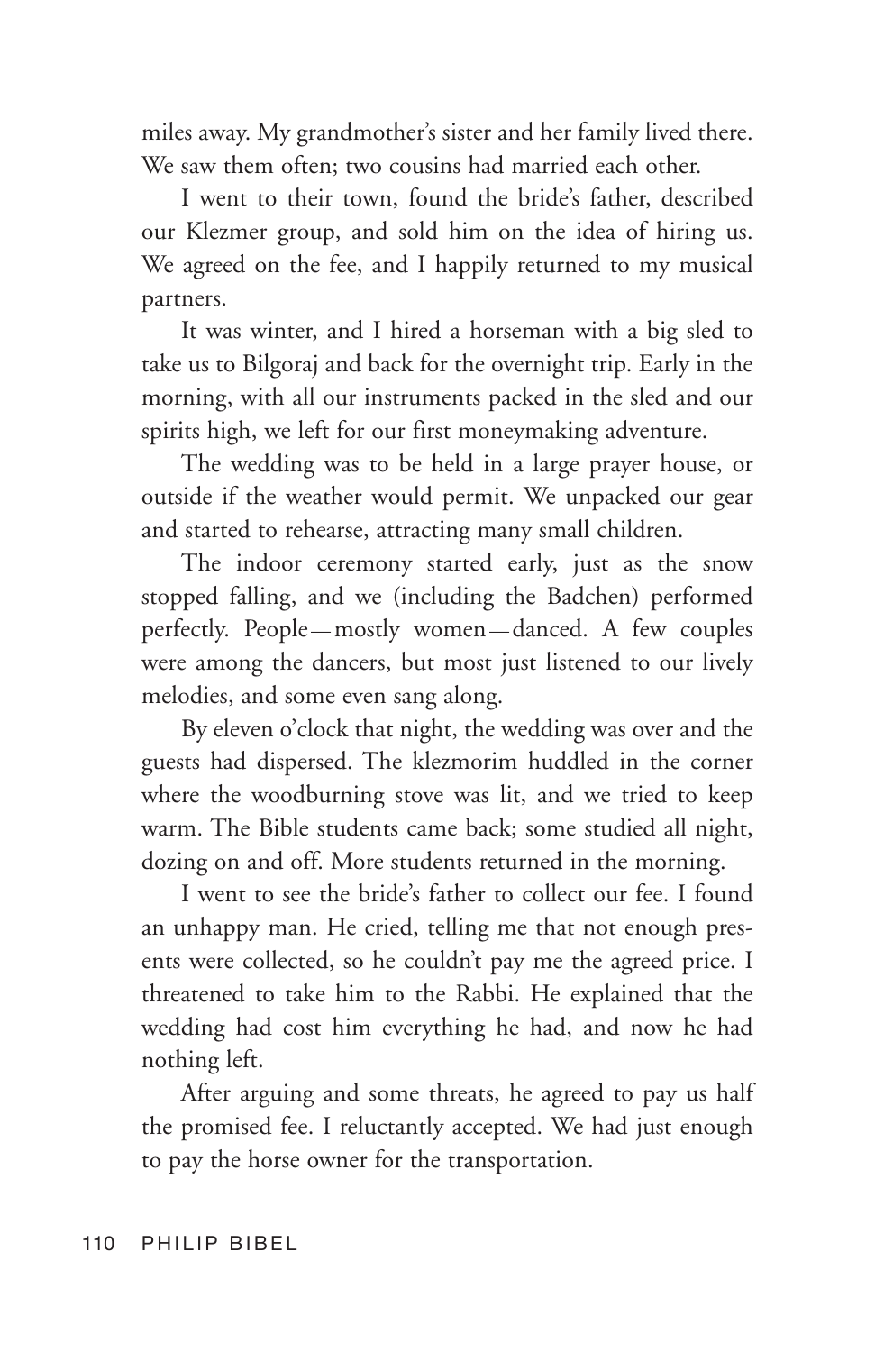miles away. My grandmother's sister and her family lived there. We saw them often; two cousins had married each other.

I went to their town, found the bride's father, described our Klezmer group, and sold him on the idea of hiring us. We agreed on the fee, and I happily returned to my musical partners.

It was winter, and I hired a horseman with a big sled to take us to Bilgoraj and back for the overnight trip. Early in the morning, with all our instruments packed in the sled and our spirits high, we left for our first moneymaking adventure.

The wedding was to be held in a large prayer house, or outside if the weather would permit. We unpacked our gear and started to rehearse, attracting many small children.

The indoor ceremony started early, just as the snow stopped falling, and we (including the Badchen) performed perfectly. People—mostly women—danced. A few couples were among the dancers, but most just listened to our lively melodies, and some even sang along.

By eleven o'clock that night, the wedding was over and the guests had dispersed. The klezmorim huddled in the corner where the woodburning stove was lit, and we tried to keep warm. The Bible students came back; some studied all night, dozing on and off. More students returned in the morning.

I went to see the bride's father to collect our fee. I found an unhappy man. He cried, telling me that not enough presents were collected, so he couldn't pay me the agreed price. I threatened to take him to the Rabbi. He explained that the wedding had cost him everything he had, and now he had nothing left.

After arguing and some threats, he agreed to pay us half the promised fee. I reluctantly accepted. We had just enough to pay the horse owner for the transportation.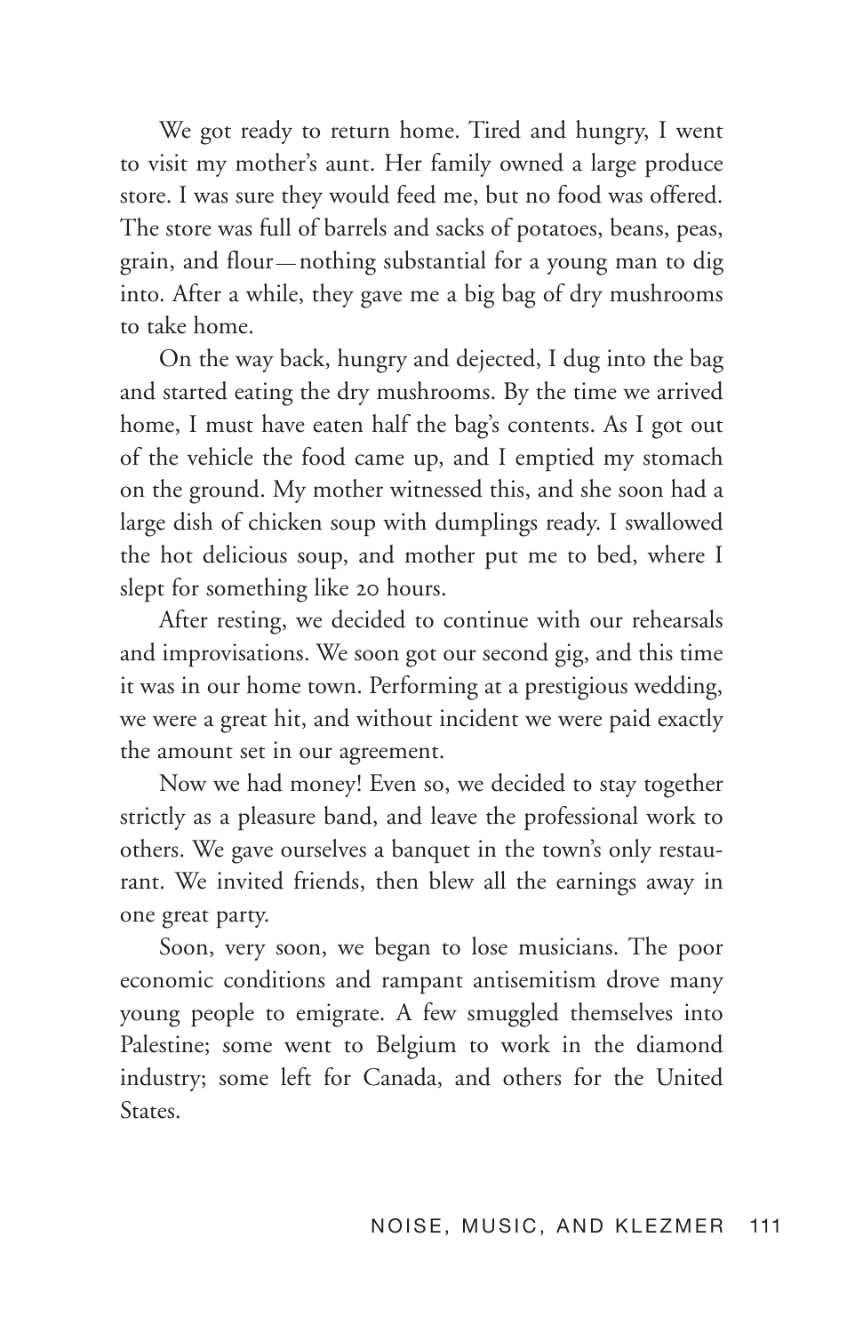We got ready to return home. Tired and hungry, I went to visit my mother's aunt. Her family owned a large produce store. I was sure they would feed me, but no food was offered. The store was full of barrels and sacks of potatoes, beans, peas, grain, and flour—nothing substantial for a young man to dig into. After a while, they gave me a big bag of dry mushrooms to take home.

On the way back, hungry and dejected, I dug into the bag and started eating the dry mushrooms. By the time we arrived home, I must have eaten half the bag's contents. As I got out of the vehicle the food came up, and I emptied my stomach on the ground. My mother witnessed this, and she soon had a large dish of chicken soup with dumplings ready. I swallowed the hot delicious soup, and mother put me to bed, where I slept for something like 20 hours.

After resting, we decided to continue with our rehearsals and improvisations. We soon got our second gig, and this time it was in our home town. Performing at a prestigious wedding, we were a great hit, and without incident we were paid exactly the amount set in our agreement.

Now we had money! Even so, we decided to stay together strictly as a pleasure band, and leave the professional work to others. We gave ourselves a banquet in the town's only restaurant. We invited friends, then blew all the earnings away in one great party.

Soon, very soon, we began to lose musicians. The poor economic conditions and rampant antisemitism drove many young people to emigrate. A few smuggled themselves into Palestine; some went to Belgium to work in the diamond industry; some left for Canada, and others for the United States.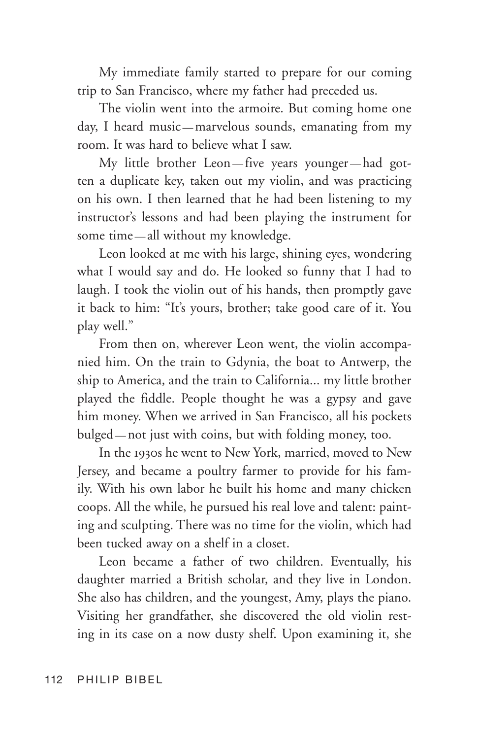My immediate family started to prepare for our coming trip to San Francisco, where my father had preceded us.

The violin went into the armoire. But coming home one day, I heard music—marvelous sounds, emanating from my room. It was hard to believe what I saw.

My little brother Leon—five years younger—had gotten a duplicate key, taken out my violin, and was practicing on his own. I then learned that he had been listening to my instructor's lessons and had been playing the instrument for some time—all without my knowledge.

Leon looked at me with his large, shining eyes, wondering what I would say and do. He looked so funny that I had to laugh. I took the violin out of his hands, then promptly gave it back to him: "It's yours, brother; take good care of it. You play well."

From then on, wherever Leon went, the violin accompanied him. On the train to Gdynia, the boat to Antwerp, the ship to America, and the train to California... my little brother played the fiddle. People thought he was a gypsy and gave him money. When we arrived in San Francisco, all his pockets bulged—not just with coins, but with folding money, too.

In the 1930s he went to New York, married, moved to New Jersey, and became a poultry farmer to provide for his family. With his own labor he built his home and many chicken coops. All the while, he pursued his real love and talent: painting and sculpting. There was no time for the violin, which had been tucked away on a shelf in a closet.

Leon became a father of two children. Eventually, his daughter married a British scholar, and they live in London. She also has children, and the youngest, Amy, plays the piano. Visiting her grandfather, she discovered the old violin resting in its case on a now dusty shelf. Upon examining it, she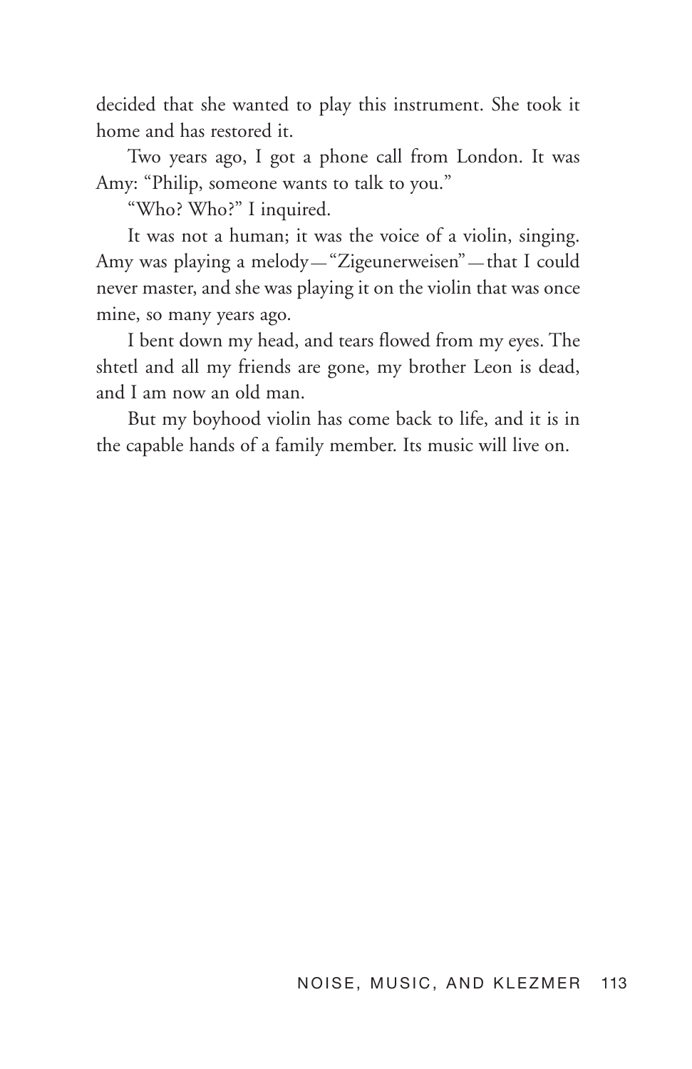decided that she wanted to play this instrument. She took it home and has restored it.

Two years ago, I got a phone call from London. It was Amy: "Philip, someone wants to talk to you."

"Who? Who?" I inquired.

It was not a human; it was the voice of a violin, singing. Amy was playing a melody—"Zigeunerweisen"—that I could never master, and she was playing it on the violin that was once mine, so many years ago.

I bent down my head, and tears flowed from my eyes. The shtetl and all my friends are gone, my brother Leon is dead, and I am now an old man.

But my boyhood violin has come back to life, and it is in the capable hands of a family member. Its music will live on.